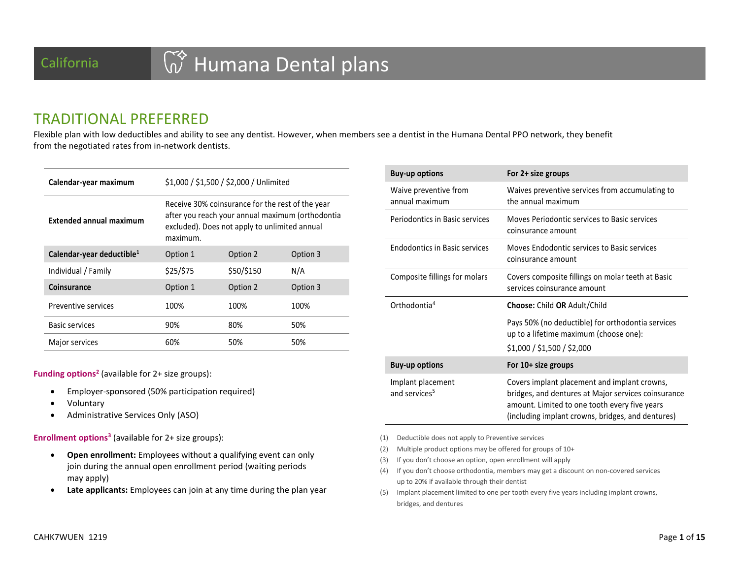# California — Humana Dental plans

## TRADITIONAL PREFERRED

Flexible plan with low deductibles and ability to see any dentist. However, when members see a dentist in the Humana Dental PPO network, they benefit from the negotiated rates from in-network dentists.

| | | | |
|---|---|---|---|
| **Calendar-year maximum** | $1,000 / $1,500 / $2,000 / Unlimited | | |
| **Extended annual maximum** | Receive 30% coinsurance for the rest of the year after you reach your annual maximum (orthodontia excluded). Does not apply to unlimited annual maximum. | | |
| **Calendar-year deductible**[1] | Option 1 | Option 2 | Option 3 |
| Individual / Family | $25/$75 | $50/$150 | N/A |
| **Coinsurance** | Option 1 | Option 2 | Option 3 |
| Preventive services | 100% | 100% | 100% |
| Basic services | 90% | 80% | 50% |
| Major services | 60% | 50% | 50% |

**Funding options**[2] (available for 2+ size groups):

- Employer-sponsored (50% participation required)
- Voluntary
- Administrative Services Only (ASO)

**Enrollment options**[3] (available for 2+ size groups):

- **Open enrollment:** Employees without a qualifying event can only join during the annual open enrollment period (waiting periods may apply)
- **Late applicants:** Employees can join at any time during the plan year

| Buy-up options | For 2+ size groups |
|---|---|
| Waive preventive from annual maximum | Waives preventive services from accumulating to the annual maximum |
| Periodontics in Basic services | Moves Periodontic services to Basic services coinsurance amount |
| Endodontics in Basic services | Moves Endodontic services to Basic services coinsurance amount |
| Composite fillings for molars | Covers composite fillings on molar teeth at Basic services coinsurance amount |
| Orthodontia[4] | **Choose:** Child **OR** Adult/Child<br>Pays 50% (no deductible) for orthodontia services up to a lifetime maximum (choose one):<br>$1,000 / $1,500 / $2,000 |
| **Buy-up options** | **For 10+ size groups** |
| Implant placement and services[5] | Covers implant placement and implant crowns, bridges, and dentures at Major services coinsurance amount. Limited to one tooth every five years (including implant crowns, bridges, and dentures) |

(1) Deductible does not apply to Preventive services

(2) Multiple product options may be offered for groups of 10+

(3) If you don't choose an option, open enrollment will apply

(4) If you don't choose orthodontia, members may get a discount on non-covered services up to 20% if available through their dentist

(5) Implant placement limited to one per tooth every five years including implant crowns, bridges, and dentures

CAHK7WUEN 1219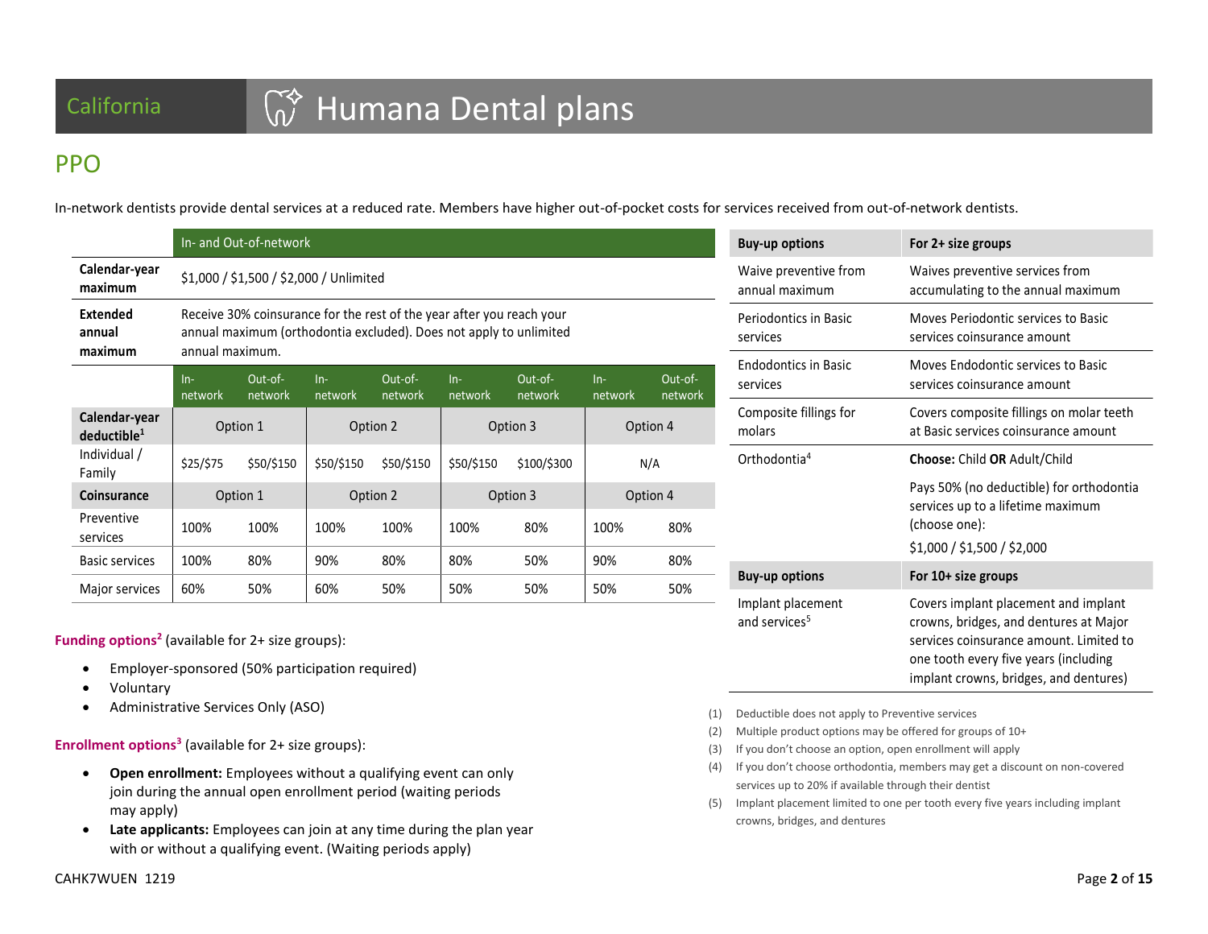# California — Humana Dental plans

## PPO

In-network dentists provide dental services at a reduced rate. Members have higher out-of-pocket costs for services received from out-of-network dentists.

| | In- and Out-of-network | | | | | | | |
|---|---|---|---|---|---|---|---|---|
| **Calendar-year maximum** | $1,000 / $1,500 / $2,000 / Unlimited | | | | | | | |
| **Extended annual maximum** | Receive 30% coinsurance for the rest of the year after you reach your annual maximum (orthodontia excluded). Does not apply to unlimited annual maximum. | | | | | | | |
| | In-network | Out-of-network | In-network | Out-of-network | In-network | Out-of-network | In-network | Out-of-network |
| **Calendar-year deductible[1]** | Option 1 | | Option 2 | | Option 3 | | Option 4 | |
| Individual / Family | $25/$75 | $50/$150 | $50/$150 | $50/$150 | $50/$150 | $100/$300 | N/A | |
| **Coinsurance** | Option 1 | | Option 2 | | Option 3 | | Option 4 | |
| Preventive services | 100% | 100% | 100% | 100% | 100% | 80% | 100% | 80% |
| Basic services | 100% | 80% | 90% | 80% | 80% | 50% | 90% | 80% |
| Major services | 60% | 50% | 60% | 50% | 50% | 50% | 50% | 50% |

**Funding options[2]** (available for 2+ size groups):

- Employer-sponsored (50% participation required)
- Voluntary
- Administrative Services Only (ASO)

**Enrollment options[3]** (available for 2+ size groups):

- **Open enrollment:** Employees without a qualifying event can only join during the annual open enrollment period (waiting periods may apply)
- **Late applicants:** Employees can join at any time during the plan year with or without a qualifying event. (Waiting periods apply)

| Buy-up options | For 2+ size groups |
|---|---|
| Waive preventive from annual maximum | Waives preventive services from accumulating to the annual maximum |
| Periodontics in Basic services | Moves Periodontic services to Basic services coinsurance amount |
| Endodontics in Basic services | Moves Endodontic services to Basic services coinsurance amount |
| Composite fillings for molars | Covers composite fillings on molar teeth at Basic services coinsurance amount |
| Orthodontia[4] | **Choose:** Child **OR** Adult/Child<br>Pays 50% (no deductible) for orthodontia services up to a lifetime maximum (choose one):<br>$1,000 / $1,500 / $2,000 |

| Buy-up options | For 10+ size groups |
|---|---|
| Implant placement and services[5] | Covers implant placement and implant crowns, bridges, and dentures at Major services coinsurance amount. Limited to one tooth every five years (including implant crowns, bridges, and dentures) |

(1) Deductible does not apply to Preventive services
(2) Multiple product options may be offered for groups of 10+
(3) If you don't choose an option, open enrollment will apply
(4) If you don't choose orthodontia, members may get a discount on non-covered services up to 20% if available through their dentist
(5) Implant placement limited to one per tooth every five years including implant crowns, bridges, and dentures

CAHK7WUEN 1219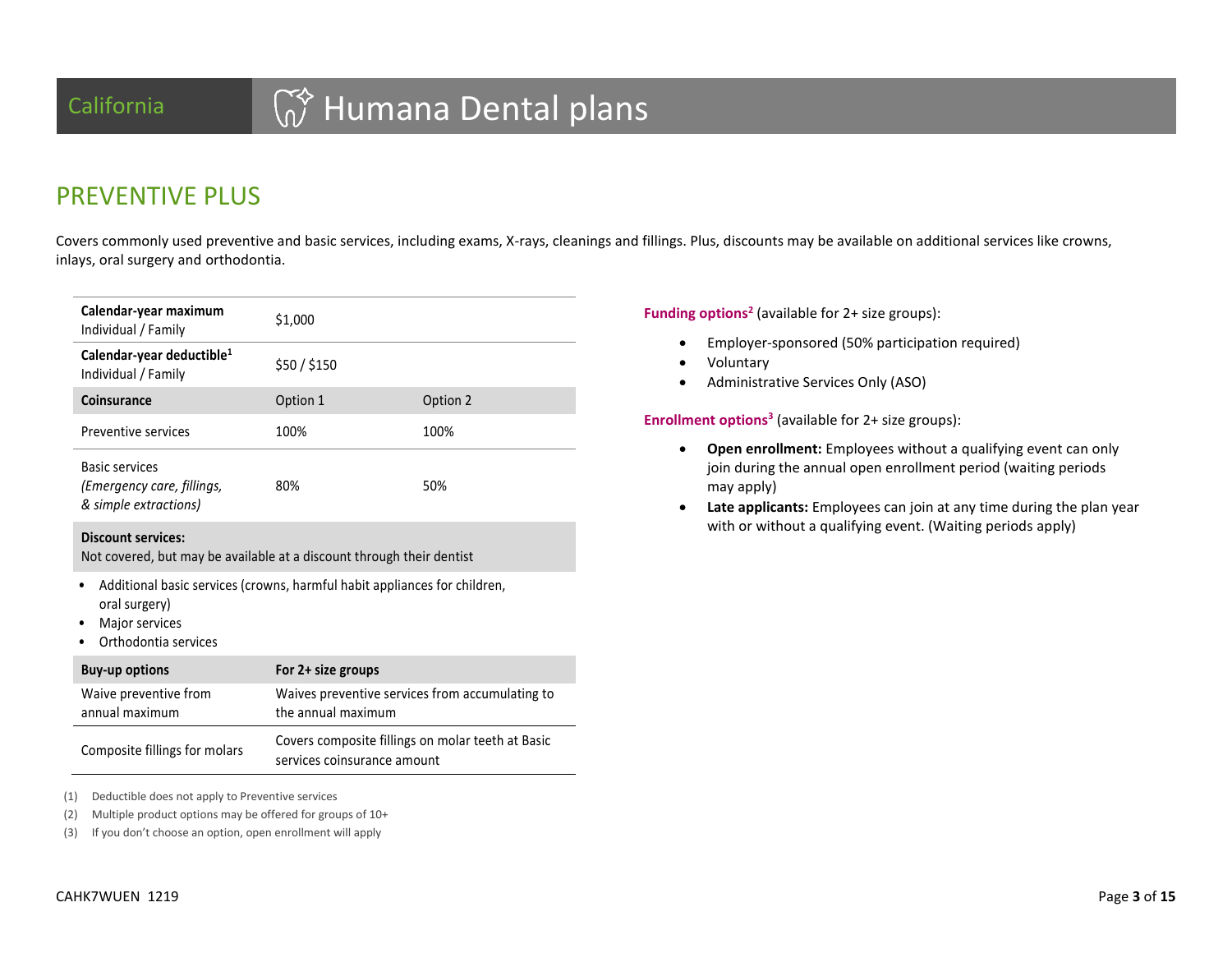California

# Humana Dental plans

## PREVENTIVE PLUS

Covers commonly used preventive and basic services, including exams, X-rays, cleanings and fillings. Plus, discounts may be available on additional services like crowns, inlays, oral surgery and orthodontia.

| **Calendar-year maximum** Individual / Family | $1,000 | |
|---|---|---|
| **Calendar-year deductible**[1] Individual / Family | $50 / $150 | |
| **Coinsurance** | Option 1 | Option 2 |
| Preventive services | 100% | 100% |
| Basic services *(Emergency care, fillings, & simple extractions)* | 80% | 50% |

**Discount services:**
Not covered, but may be available at a discount through their dentist

- Additional basic services (crowns, harmful habit appliances for children, oral surgery)
- Major services
- Orthodontia services

| **Buy-up options** | **For 2+ size groups** |
|---|---|
| Waive preventive from annual maximum | Waives preventive services from accumulating to the annual maximum |
| Composite fillings for molars | Covers composite fillings on molar teeth at Basic services coinsurance amount |

(1) Deductible does not apply to Preventive services

(2) Multiple product options may be offered for groups of 10+

(3) If you don't choose an option, open enrollment will apply

**Funding options**[2] (available for 2+ size groups):

- Employer-sponsored (50% participation required)
- Voluntary
- Administrative Services Only (ASO)

**Enrollment options**[3] (available for 2+ size groups):

- **Open enrollment:** Employees without a qualifying event can only join during the annual open enrollment period (waiting periods may apply)
- **Late applicants:** Employees can join at any time during the plan year with or without a qualifying event. (Waiting periods apply)

CAHK7WUEN 1219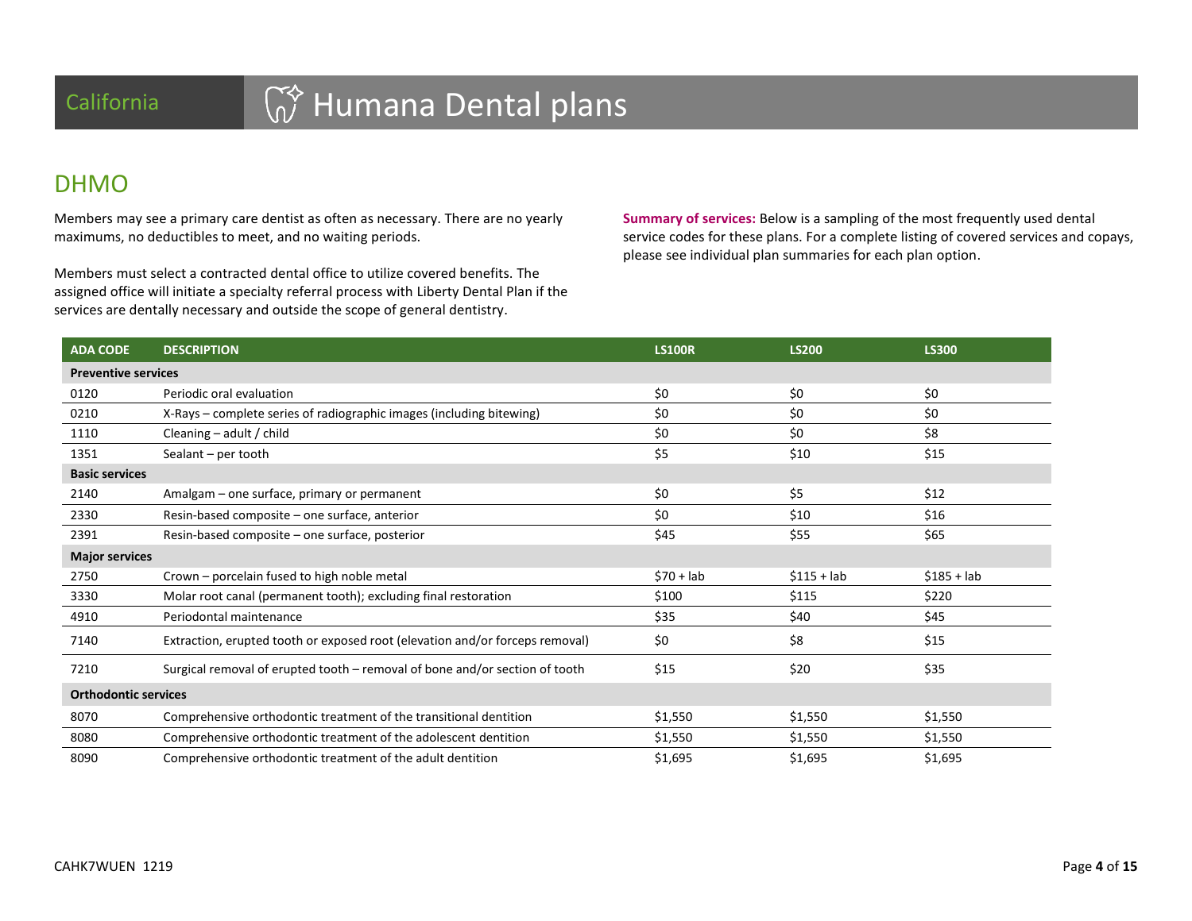California

# Humana Dental plans

## DHMO

Members may see a primary care dentist as often as necessary. There are no yearly maximums, no deductibles to meet, and no waiting periods.

Members must select a contracted dental office to utilize covered benefits. The assigned office will initiate a specialty referral process with Liberty Dental Plan if the services are dentally necessary and outside the scope of general dentistry.

**Summary of services:** Below is a sampling of the most frequently used dental service codes for these plans. For a complete listing of covered services and copays, please see individual plan summaries for each plan option.

| ADA CODE | DESCRIPTION | LS100R | LS200 | LS300 |
|---|---|---|---|---|
| **Preventive services** | | | | |
| 0120 | Periodic oral evaluation | $0 | $0 | $0 |
| 0210 | X-Rays – complete series of radiographic images (including bitewing) | $0 | $0 | $0 |
| 1110 | Cleaning – adult / child | $0 | $0 | $8 |
| 1351 | Sealant – per tooth | $5 | $10 | $15 |
| **Basic services** | | | | |
| 2140 | Amalgam – one surface, primary or permanent | $0 | $5 | $12 |
| 2330 | Resin-based composite – one surface, anterior | $0 | $10 | $16 |
| 2391 | Resin-based composite – one surface, posterior | $45 | $55 | $65 |
| **Major services** | | | | |
| 2750 | Crown – porcelain fused to high noble metal | $70 + lab | $115 + lab | $185 + lab |
| 3330 | Molar root canal (permanent tooth); excluding final restoration | $100 | $115 | $220 |
| 4910 | Periodontal maintenance | $35 | $40 | $45 |
| 7140 | Extraction, erupted tooth or exposed root (elevation and/or forceps removal) | $0 | $8 | $15 |
| 7210 | Surgical removal of erupted tooth – removal of bone and/or section of tooth | $15 | $20 | $35 |
| **Orthodontic services** | | | | |
| 8070 | Comprehensive orthodontic treatment of the transitional dentition | $1,550 | $1,550 | $1,550 |
| 8080 | Comprehensive orthodontic treatment of the adolescent dentition | $1,550 | $1,550 | $1,550 |
| 8090 | Comprehensive orthodontic treatment of the adult dentition | $1,695 | $1,695 | $1,695 |

CAHK7WUEN 1219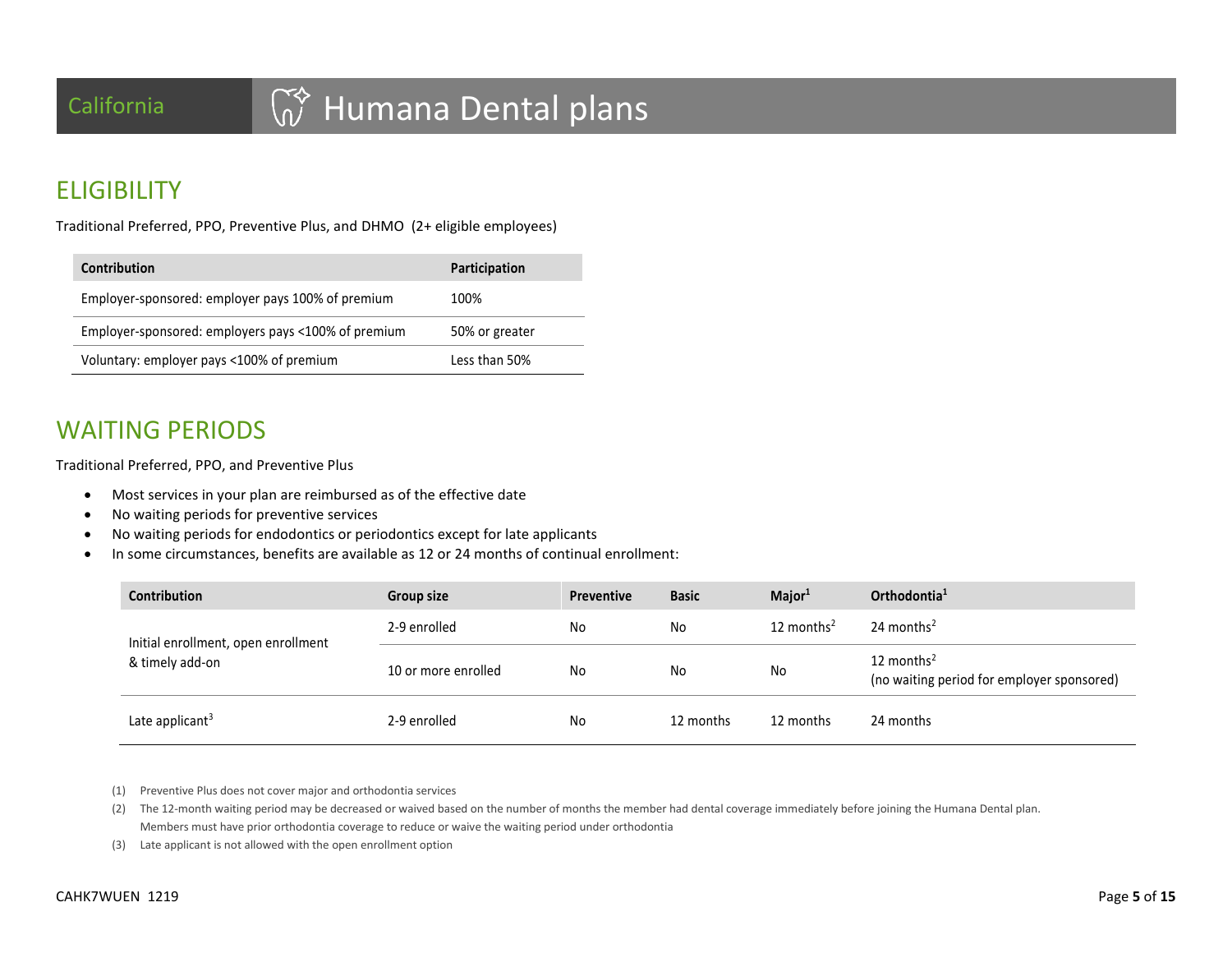# California — Humana Dental plans

## ELIGIBILITY

Traditional Preferred, PPO, Preventive Plus, and DHMO (2+ eligible employees)

| Contribution | Participation |
|---|---|
| Employer-sponsored: employer pays 100% of premium | 100% |
| Employer-sponsored: employers pays <100% of premium | 50% or greater |
| Voluntary: employer pays <100% of premium | Less than 50% |

## WAITING PERIODS

Traditional Preferred, PPO, and Preventive Plus

- Most services in your plan are reimbursed as of the effective date
- No waiting periods for preventive services
- No waiting periods for endodontics or periodontics except for late applicants
- In some circumstances, benefits are available as 12 or 24 months of continual enrollment:

| Contribution | Group size | Preventive | Basic | Major[1] | Orthodontia[1] |
|---|---|---|---|---|---|
| Initial enrollment, open enrollment & timely add-on | 2-9 enrolled | No | No | 12 months[2] | 24 months[2] |
| | 10 or more enrolled | No | No | No | 12 months[2] (no waiting period for employer sponsored) |
| Late applicant[3] | 2-9 enrolled | No | 12 months | 12 months | 24 months |

(1) Preventive Plus does not cover major and orthodontia services

(2) The 12-month waiting period may be decreased or waived based on the number of months the member had dental coverage immediately before joining the Humana Dental plan. Members must have prior orthodontia coverage to reduce or waive the waiting period under orthodontia

(3) Late applicant is not allowed with the open enrollment option

CAHK7WUEN 1219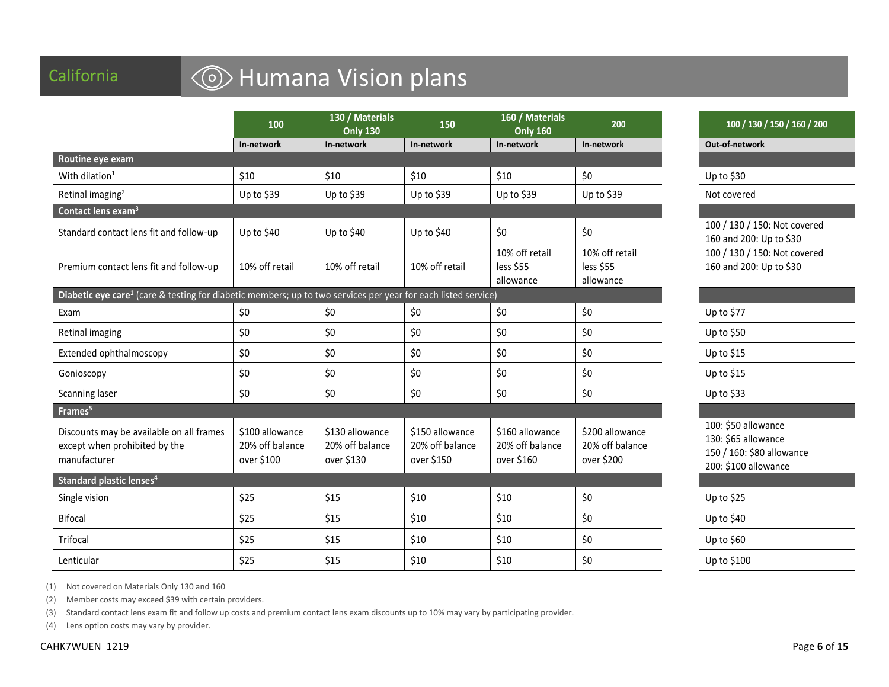# California — Humana Vision plans

| | 100 | 130 / Materials Only 130 | 150 | 160 / Materials Only 160 | 200 | 100 / 130 / 150 / 160 / 200 |
|---|---|---|---|---|---|---|
| | In-network | In-network | In-network | In-network | In-network | Out-of-network |
| **Routine eye exam** | | | | | | |
| With dilation[1] | $10 | $10 | $10 | $10 | $0 | Up to $30 |
| Retinal imaging[2] | Up to $39 | Up to $39 | Up to $39 | Up to $39 | Up to $39 | Not covered |
| **Contact lens exam[3]** | | | | | | |
| Standard contact lens fit and follow-up | Up to $40 | Up to $40 | Up to $40 | $0 | $0 | 100 / 130 / 150: Not covered<br>160 and 200: Up to $30 |
| Premium contact lens fit and follow-up | 10% off retail | 10% off retail | 10% off retail | 10% off retail less $55 allowance | 10% off retail less $55 allowance | 100 / 130 / 150: Not covered<br>160 and 200: Up to $30 |
| **Diabetic eye care[1]** (care & testing for diabetic members; up to two services per year for each listed service) | | | | | | |
| Exam | $0 | $0 | $0 | $0 | $0 | Up to $77 |
| Retinal imaging | $0 | $0 | $0 | $0 | $0 | Up to $50 |
| Extended ophthalmoscopy | $0 | $0 | $0 | $0 | $0 | Up to $15 |
| Gonioscopy | $0 | $0 | $0 | $0 | $0 | Up to $15 |
| Scanning laser | $0 | $0 | $0 | $0 | $0 | Up to $33 |
| **Frames[5]** | | | | | | |
| Discounts may be available on all frames except when prohibited by the manufacturer | $100 allowance 20% off balance over $100 | $130 allowance 20% off balance over $130 | $150 allowance 20% off balance over $150 | $160 allowance 20% off balance over $160 | $200 allowance 20% off balance over $200 | 100: $50 allowance<br>130: $65 allowance<br>150 / 160: $80 allowance<br>200: $100 allowance |
| **Standard plastic lenses[4]** | | | | | | |
| Single vision | $25 | $15 | $10 | $10 | $0 | Up to $25 |
| Bifocal | $25 | $15 | $10 | $10 | $0 | Up to $40 |
| Trifocal | $25 | $15 | $10 | $10 | $0 | Up to $60 |
| Lenticular | $25 | $15 | $10 | $10 | $0 | Up to $100 |

(1) Not covered on Materials Only 130 and 160

(2) Member costs may exceed $39 with certain providers.

(3) Standard contact lens exam fit and follow up costs and premium contact lens exam discounts up to 10% may vary by participating provider.

(4) Lens option costs may vary by provider.

CAHK7WUEN 1219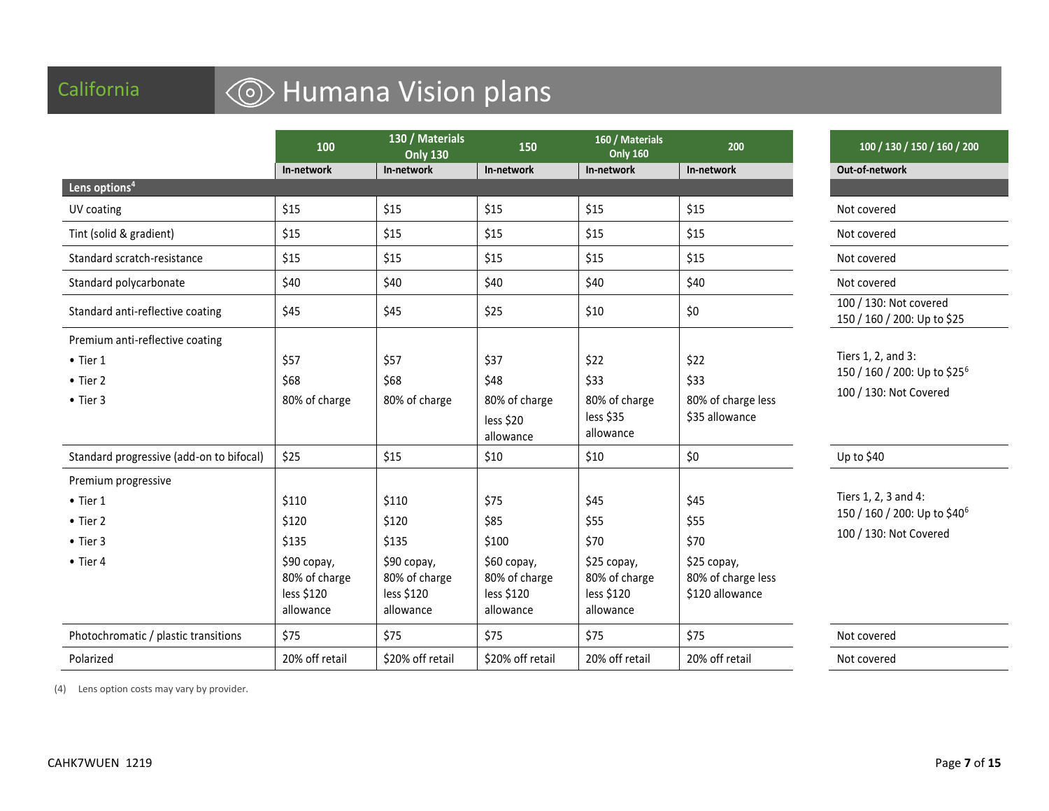# California — Humana Vision plans

| | 100 | 130 / Materials Only 130 | 150 | 160 / Materials Only 160 | 200 | 100 / 130 / 150 / 160 / 200 |
|---|---|---|---|---|---|---|
| | In-network | In-network | In-network | In-network | In-network | Out-of-network |
| **Lens options[4]** | | | | | | |
| UV coating | $15 | $15 | $15 | $15 | $15 | Not covered |
| Tint (solid & gradient) | $15 | $15 | $15 | $15 | $15 | Not covered |
| Standard scratch-resistance | $15 | $15 | $15 | $15 | $15 | Not covered |
| Standard polycarbonate | $40 | $40 | $40 | $40 | $40 | Not covered |
| Standard anti-reflective coating | $45 | $45 | $25 | $10 | $0 | 100 / 130: Not covered<br>150 / 160 / 200: Up to $25 |
| Premium anti-reflective coating<br>• Tier 1<br>• Tier 2<br>• Tier 3 | <br>$57<br>$68<br>80% of charge | <br>$57<br>$68<br>80% of charge | <br>$37<br>$48<br>80% of charge less $20 allowance | <br>$22<br>$33<br>80% of charge less $35 allowance | <br>$22<br>$33<br>80% of charge less $35 allowance | Tiers 1, 2, and 3:<br>150 / 160 / 200: Up to $25[6]<br>100 / 130: Not Covered |
| Standard progressive (add-on to bifocal) | $25 | $15 | $10 | $10 | $0 | Up to $40 |
| Premium progressive<br>• Tier 1<br>• Tier 2<br>• Tier 3<br>• Tier 4 | <br>$110<br>$120<br>$135<br>$90 copay, 80% of charge less $120 allowance | <br>$110<br>$120<br>$135<br>$90 copay, 80% of charge less $120 allowance | <br>$75<br>$85<br>$100<br>$60 copay, 80% of charge less $120 allowance | <br>$45<br>$55<br>$70<br>$25 copay, 80% of charge less $120 allowance | <br>$45<br>$55<br>$70<br>$25 copay, 80% of charge less $120 allowance | Tiers 1, 2, 3 and 4:<br>150 / 160 / 200: Up to $40[6]<br>100 / 130: Not Covered |
| Photochromatic / plastic transitions | $75 | $75 | $75 | $75 | $75 | Not covered |
| Polarized | 20% off retail | $20% off retail | $20% off retail | 20% off retail | 20% off retail | Not covered |

(4) Lens option costs may vary by provider.

CAHK7WUEN 1219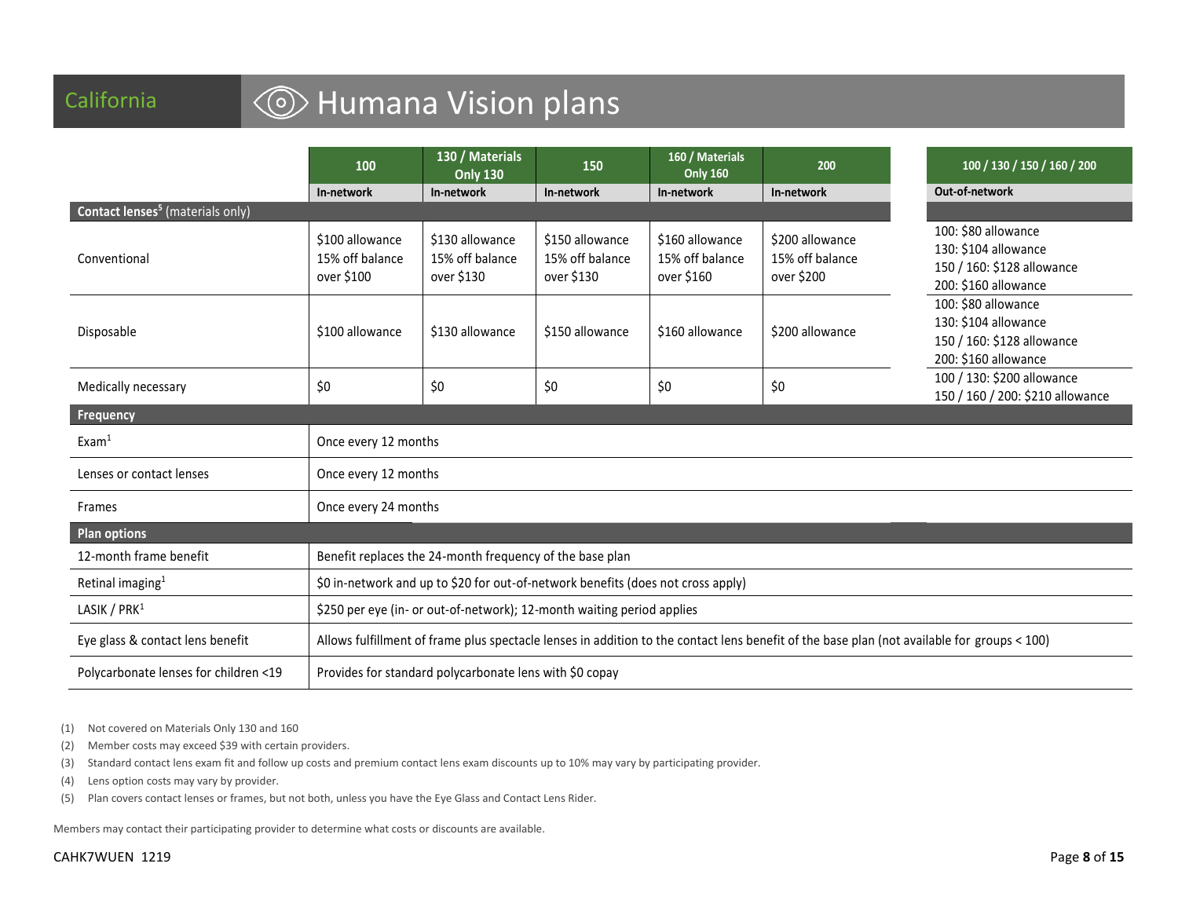# California — Humana Vision plans

| | 100 | 130 / Materials Only 130 | 150 | 160 / Materials Only 160 | 200 | 100 / 130 / 150 / 160 / 200 |
|---|---|---|---|---|---|---|
| | In-network | In-network | In-network | In-network | In-network | Out-of-network |
| **Contact lenses**[5] (materials only) | | | | | | |
| Conventional | $100 allowance 15% off balance over $100 | $130 allowance 15% off balance over $130 | $150 allowance 15% off balance over $130 | $160 allowance 15% off balance over $160 | $200 allowance 15% off balance over $200 | 100: $80 allowance<br>130: $104 allowance<br>150 / 160: $128 allowance<br>200: $160 allowance |
| Disposable | $100 allowance | $130 allowance | $150 allowance | $160 allowance | $200 allowance | 100: $80 allowance<br>130: $104 allowance<br>150 / 160: $128 allowance<br>200: $160 allowance |
| Medically necessary | $0 | $0 | $0 | $0 | $0 | 100 / 130: $200 allowance<br>150 / 160 / 200: $210 allowance |
| **Frequency** | | | | | | |
| Exam[1] | Once every 12 months | | | | | |
| Lenses or contact lenses | Once every 12 months | | | | | |
| Frames | Once every 24 months | | | | | |
| **Plan options** | | | | | | |
| 12-month frame benefit | Benefit replaces the 24-month frequency of the base plan | | | | | |
| Retinal imaging[1] | $0 in-network and up to $20 for out-of-network benefits (does not cross apply) | | | | | |
| LASIK / PRK[1] | $250 per eye (in- or out-of-network); 12-month waiting period applies | | | | | |
| Eye glass & contact lens benefit | Allows fulfillment of frame plus spectacle lenses in addition to the contact lens benefit of the base plan (not available for groups < 100) | | | | | |
| Polycarbonate lenses for children <19 | Provides for standard polycarbonate lens with $0 copay | | | | | |

(1) Not covered on Materials Only 130 and 160

(2) Member costs may exceed $39 with certain providers.

(3) Standard contact lens exam fit and follow up costs and premium contact lens exam discounts up to 10% may vary by participating provider.

(4) Lens option costs may vary by provider.

(5) Plan covers contact lenses or frames, but not both, unless you have the Eye Glass and Contact Lens Rider.

Members may contact their participating provider to determine what costs or discounts are available.

CAHK7WUEN 1219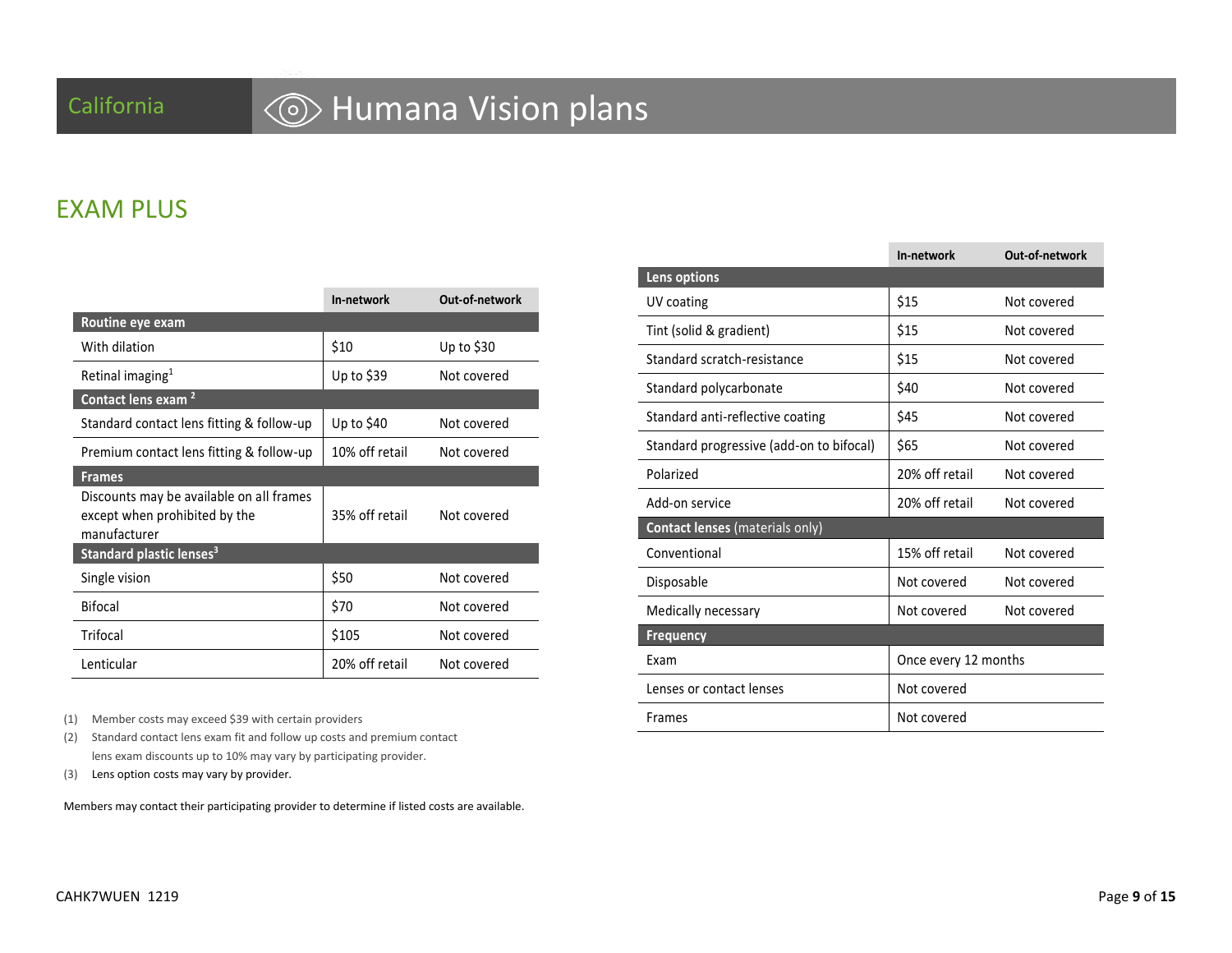California

# Humana Vision plans

## EXAM PLUS

| | In-network | Out-of-network |
|---|---|---|
| **Routine eye exam** | | |
| With dilation | $10 | Up to $30 |
| Retinal imaging[1] | Up to $39 | Not covered |
| **Contact lens exam [2]** | | |
| Standard contact lens fitting & follow-up | Up to $40 | Not covered |
| Premium contact lens fitting & follow-up | 10% off retail | Not covered |
| **Frames** | | |
| Discounts may be available on all frames except when prohibited by the manufacturer | 35% off retail | Not covered |
| **Standard plastic lenses[3]** | | |
| Single vision | $50 | Not covered |
| Bifocal | $70 | Not covered |
| Trifocal | $105 | Not covered |
| Lenticular | 20% off retail | Not covered |

| | In-network | Out-of-network |
|---|---|---|
| **Lens options** | | |
| UV coating | $15 | Not covered |
| Tint (solid & gradient) | $15 | Not covered |
| Standard scratch-resistance | $15 | Not covered |
| Standard polycarbonate | $40 | Not covered |
| Standard anti-reflective coating | $45 | Not covered |
| Standard progressive (add-on to bifocal) | $65 | Not covered |
| Polarized | 20% off retail | Not covered |
| Add-on service | 20% off retail | Not covered |
| **Contact lenses** (materials only) | | |
| Conventional | 15% off retail | Not covered |
| Disposable | Not covered | Not covered |
| Medically necessary | Not covered | Not covered |
| **Frequency** | | |
| Exam | Once every 12 months | |
| Lenses or contact lenses | Not covered | |
| Frames | Not covered | |

(1) Member costs may exceed $39 with certain providers

(2) Standard contact lens exam fit and follow up costs and premium contact lens exam discounts up to 10% may vary by participating provider.

(3) Lens option costs may vary by provider.

Members may contact their participating provider to determine if listed costs are available.

CAHK7WUEN 1219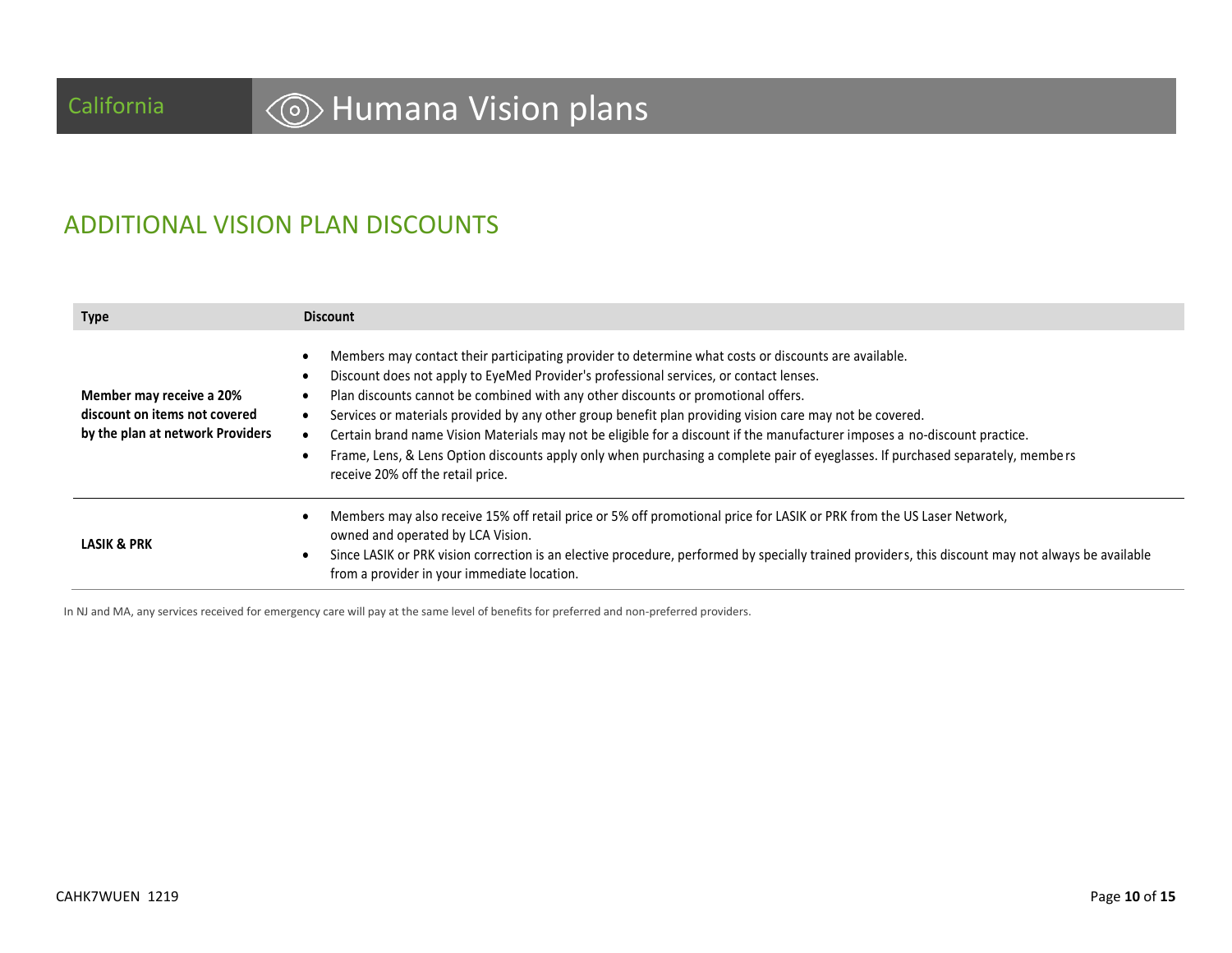# ADDITIONAL VISION PLAN DISCOUNTS

| Type | Discount |
|---|---|
| **Member may receive a 20% discount on items not covered by the plan at network Providers** | • Members may contact their participating provider to determine what costs or discounts are available.<br>• Discount does not apply to EyeMed Provider's professional services, or contact lenses.<br>• Plan discounts cannot be combined with any other discounts or promotional offers.<br>• Services or materials provided by any other group benefit plan providing vision care may not be covered.<br>• Certain brand name Vision Materials may not be eligible for a discount if the manufacturer imposes a no-discount practice.<br>• Frame, Lens, & Lens Option discounts apply only when purchasing a complete pair of eyeglasses. If purchased separately, members receive 20% off the retail price. |
| **LASIK & PRK** | • Members may also receive 15% off retail price or 5% off promotional price for LASIK or PRK from the US Laser Network, owned and operated by LCA Vision.<br>• Since LASIK or PRK vision correction is an elective procedure, performed by specially trained providers, this discount may not always be available from a provider in your immediate location. |

In NJ and MA, any services received for emergency care will pay at the same level of benefits for preferred and non-preferred providers.

CAHK7WUEN 1219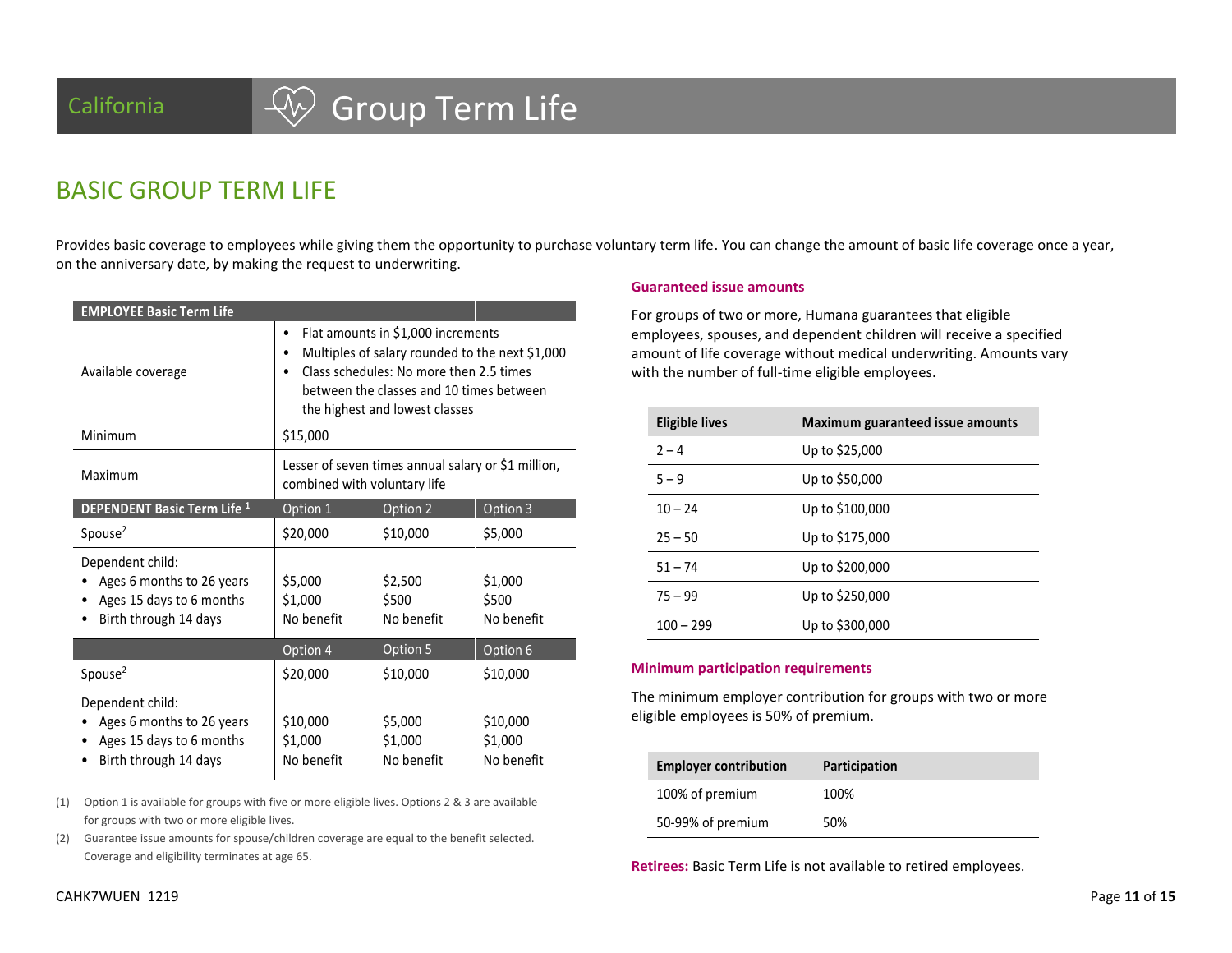California

# Group Term Life

## BASIC GROUP TERM LIFE

Provides basic coverage to employees while giving them the opportunity to purchase voluntary term life. You can change the amount of basic life coverage once a year, on the anniversary date, by making the request to underwriting.

| EMPLOYEE Basic Term Life | | | |
|---|---|---|---|
| Available coverage | • Flat amounts in $1,000 increments<br>• Multiples of salary rounded to the next $1,000<br>• Class schedules: No more then 2.5 times between the classes and 10 times between the highest and lowest classes | | |
| Minimum | $15,000 | | |
| Maximum | Lesser of seven times annual salary or $1 million, combined with voluntary life | | |
| **DEPENDENT Basic Term Life [1]** | Option 1 | Option 2 | Option 3 |
| Spouse[2] | $20,000 | $10,000 | $5,000 |
| Dependent child:<br>• Ages 6 months to 26 years<br>• Ages 15 days to 6 months<br>• Birth through 14 days | <br>$5,000<br>$1,000<br>No benefit | <br>$2,500<br>$500<br>No benefit | <br>$1,000<br>$500<br>No benefit |
| | Option 4 | Option 5 | Option 6 |
| Spouse[2] | $20,000 | $10,000 | $10,000 |
| Dependent child:<br>• Ages 6 months to 26 years<br>• Ages 15 days to 6 months<br>• Birth through 14 days | <br>$10,000<br>$1,000<br>No benefit | <br>$5,000<br>$1,000<br>No benefit | <br>$10,000<br>$1,000<br>No benefit |

(1) Option 1 is available for groups with five or more eligible lives. Options 2 & 3 are available for groups with two or more eligible lives.

(2) Guarantee issue amounts for spouse/children coverage are equal to the benefit selected. Coverage and eligibility terminates at age 65.

### Guaranteed issue amounts

For groups of two or more, Humana guarantees that eligible employees, spouses, and dependent children will receive a specified amount of life coverage without medical underwriting. Amounts vary with the number of full-time eligible employees.

| Eligible lives | Maximum guaranteed issue amounts |
|---|---|
| 2 – 4 | Up to $25,000 |
| 5 – 9 | Up to $50,000 |
| 10 – 24 | Up to $100,000 |
| 25 – 50 | Up to $175,000 |
| 51 – 74 | Up to $200,000 |
| 75 – 99 | Up to $250,000 |
| 100 – 299 | Up to $300,000 |

### Minimum participation requirements

The minimum employer contribution for groups with two or more eligible employees is 50% of premium.

| Employer contribution | Participation |
|---|---|
| 100% of premium | 100% |
| 50-99% of premium | 50% |

**Retirees:** Basic Term Life is not available to retired employees.

CAHK7WUEN 1219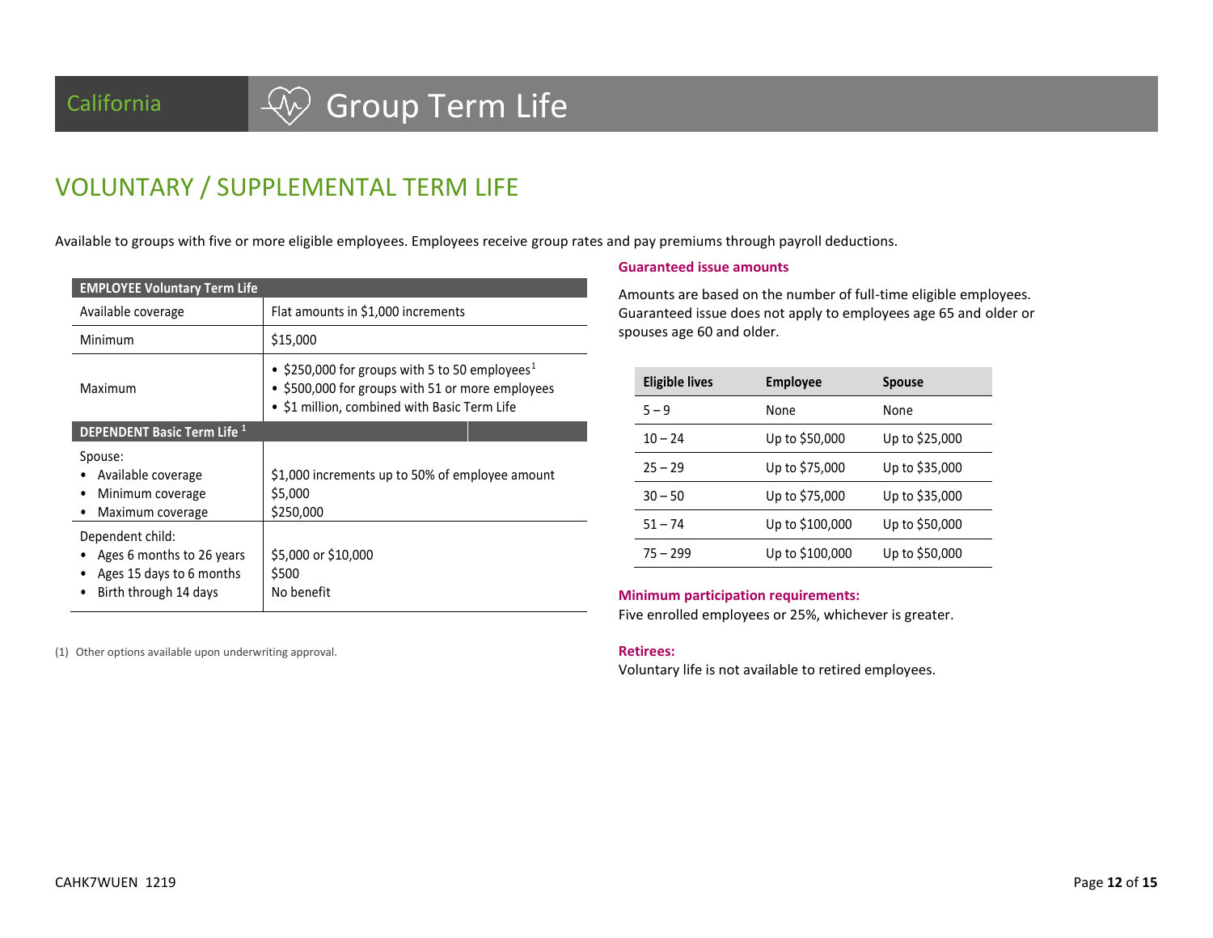California — Group Term Life

# VOLUNTARY / SUPPLEMENTAL TERM LIFE

Available to groups with five or more eligible employees. Employees receive group rates and pay premiums through payroll deductions.

| EMPLOYEE Voluntary Term Life | |
|---|---|
| Available coverage | Flat amounts in $1,000 increments |
| Minimum | $15,000 |
| Maximum | • $250,000 for groups with 5 to 50 employees[1]<br>• $500,000 for groups with 51 or more employees<br>• $1 million, combined with Basic Term Life |
| **DEPENDENT Basic Term Life [1]** | |
| Spouse:<br>• Available coverage<br>• Minimum coverage<br>• Maximum coverage | <br>$1,000 increments up to 50% of employee amount<br>$5,000<br>$250,000 |
| Dependent child:<br>• Ages 6 months to 26 years<br>• Ages 15 days to 6 months<br>• Birth through 14 days | <br>$5,000 or $10,000<br>$500<br>No benefit |

(1) Other options available upon underwriting approval.

### Guaranteed issue amounts

Amounts are based on the number of full-time eligible employees. Guaranteed issue does not apply to employees age 65 and older or spouses age 60 and older.

| Eligible lives | Employee | Spouse |
|---|---|---|
| 5 – 9 | None | None |
| 10 – 24 | Up to $50,000 | Up to $25,000 |
| 25 – 29 | Up to $75,000 | Up to $35,000 |
| 30 – 50 | Up to $75,000 | Up to $35,000 |
| 51 – 74 | Up to $100,000 | Up to $50,000 |
| 75 – 299 | Up to $100,000 | Up to $50,000 |

### Minimum participation requirements:

Five enrolled employees or 25%, whichever is greater.

### Retirees:

Voluntary life is not available to retired employees.

CAHK7WUEN 1219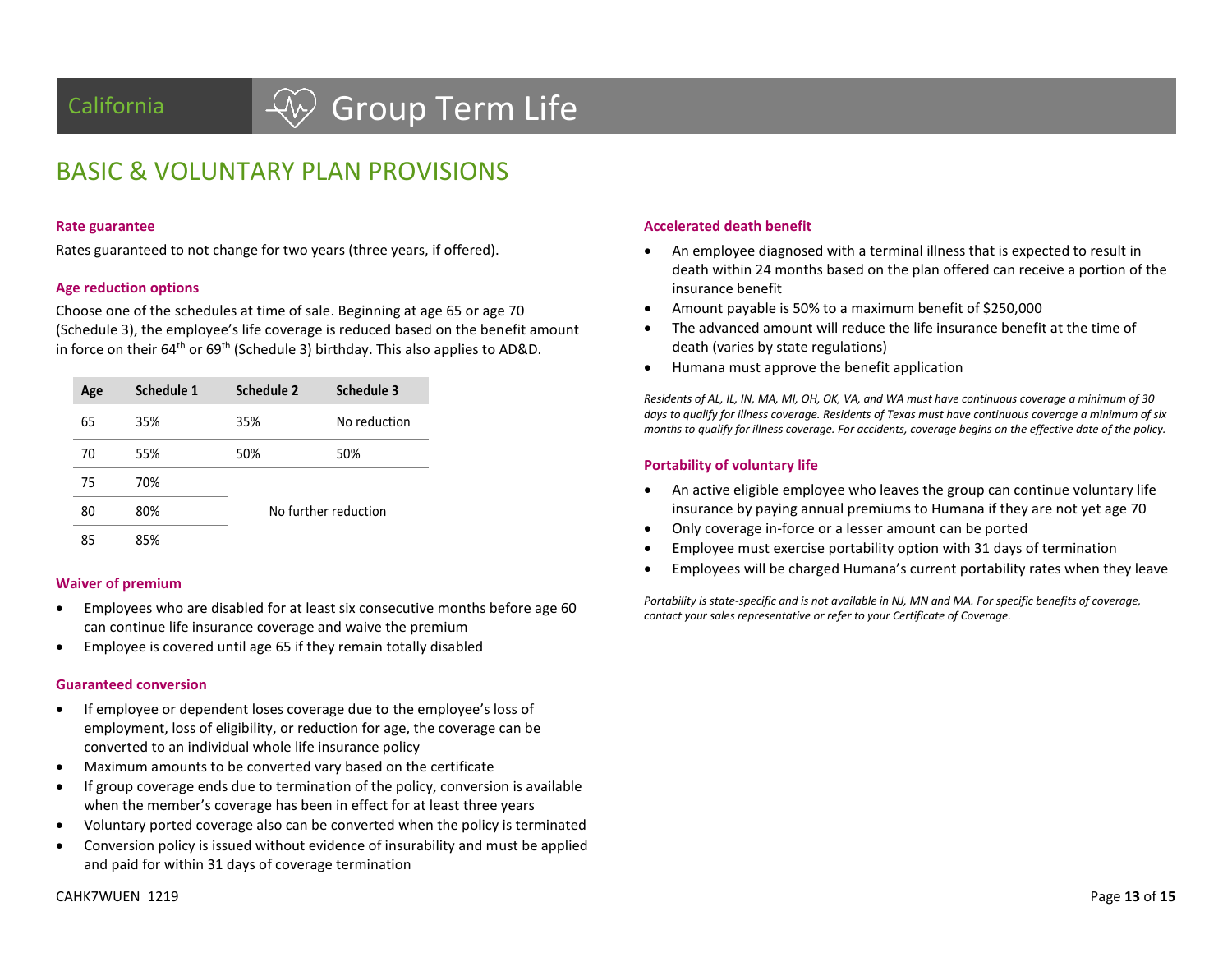California

# Group Term Life

## BASIC & VOLUNTARY PLAN PROVISIONS

### Rate guarantee

Rates guaranteed to not change for two years (three years, if offered).

### Age reduction options

Choose one of the schedules at time of sale. Beginning at age 65 or age 70 (Schedule 3), the employee's life coverage is reduced based on the benefit amount in force on their 64th or 69th (Schedule 3) birthday. This also applies to AD&D.

| Age | Schedule 1 | Schedule 2 | Schedule 3 |
|---|---|---|---|
| 65 | 35% | 35% | No reduction |
| 70 | 55% | 50% | 50% |
| 75 | 70% | No further reduction | |
| 80 | 80% | | |
| 85 | 85% | | |

### Waiver of premium

- Employees who are disabled for at least six consecutive months before age 60 can continue life insurance coverage and waive the premium
- Employee is covered until age 65 if they remain totally disabled

### Guaranteed conversion

- If employee or dependent loses coverage due to the employee's loss of employment, loss of eligibility, or reduction for age, the coverage can be converted to an individual whole life insurance policy
- Maximum amounts to be converted vary based on the certificate
- If group coverage ends due to termination of the policy, conversion is available when the member's coverage has been in effect for at least three years
- Voluntary ported coverage also can be converted when the policy is terminated
- Conversion policy is issued without evidence of insurability and must be applied and paid for within 31 days of coverage termination

### Accelerated death benefit

- An employee diagnosed with a terminal illness that is expected to result in death within 24 months based on the plan offered can receive a portion of the insurance benefit
- Amount payable is 50% to a maximum benefit of $250,000
- The advanced amount will reduce the life insurance benefit at the time of death (varies by state regulations)
- Humana must approve the benefit application

*Residents of AL, IL, IN, MA, MI, OH, OK, VA, and WA must have continuous coverage a minimum of 30 days to qualify for illness coverage. Residents of Texas must have continuous coverage a minimum of six months to qualify for illness coverage. For accidents, coverage begins on the effective date of the policy.*

### Portability of voluntary life

- An active eligible employee who leaves the group can continue voluntary life insurance by paying annual premiums to Humana if they are not yet age 70
- Only coverage in-force or a lesser amount can be ported
- Employee must exercise portability option with 31 days of termination
- Employees will be charged Humana's current portability rates when they leave

*Portability is state-specific and is not available in NJ, MN and MA. For specific benefits of coverage, contact your sales representative or refer to your Certificate of Coverage.*

CAHK7WUEN 1219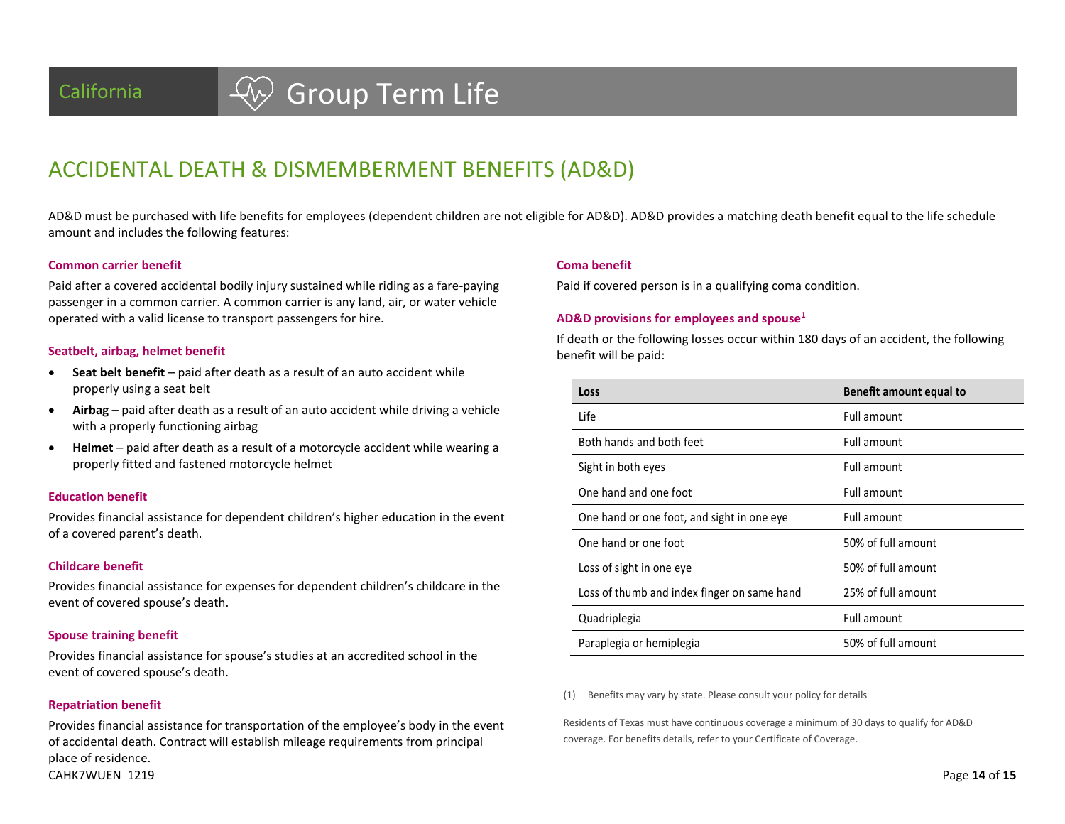California

# Group Term Life

## ACCIDENTAL DEATH & DISMEMBERMENT BENEFITS (AD&D)

AD&D must be purchased with life benefits for employees (dependent children are not eligible for AD&D). AD&D provides a matching death benefit equal to the life schedule amount and includes the following features:

### Common carrier benefit

Paid after a covered accidental bodily injury sustained while riding as a fare-paying passenger in a common carrier. A common carrier is any land, air, or water vehicle operated with a valid license to transport passengers for hire.

### Seatbelt, airbag, helmet benefit

- **Seat belt benefit** – paid after death as a result of an auto accident while properly using a seat belt
- **Airbag** – paid after death as a result of an auto accident while driving a vehicle with a properly functioning airbag
- **Helmet** – paid after death as a result of a motorcycle accident while wearing a properly fitted and fastened motorcycle helmet

### Education benefit

Provides financial assistance for dependent children's higher education in the event of a covered parent's death.

### Childcare benefit

Provides financial assistance for expenses for dependent children's childcare in the event of covered spouse's death.

### Spouse training benefit

Provides financial assistance for spouse's studies at an accredited school in the event of covered spouse's death.

### Repatriation benefit

Provides financial assistance for transportation of the employee's body in the event of accidental death. Contract will establish mileage requirements from principal place of residence.

### Coma benefit

Paid if covered person is in a qualifying coma condition.

### AD&D provisions for employees and spouse[1]

If death or the following losses occur within 180 days of an accident, the following benefit will be paid:

| Loss | Benefit amount equal to |
|---|---|
| Life | Full amount |
| Both hands and both feet | Full amount |
| Sight in both eyes | Full amount |
| One hand and one foot | Full amount |
| One hand or one foot, and sight in one eye | Full amount |
| One hand or one foot | 50% of full amount |
| Loss of sight in one eye | 50% of full amount |
| Loss of thumb and index finger on same hand | 25% of full amount |
| Quadriplegia | Full amount |
| Paraplegia or hemiplegia | 50% of full amount |

(1) Benefits may vary by state. Please consult your policy for details

Residents of Texas must have continuous coverage a minimum of 30 days to qualify for AD&D coverage. For benefits details, refer to your Certificate of Coverage.

CAHK7WUEN 1219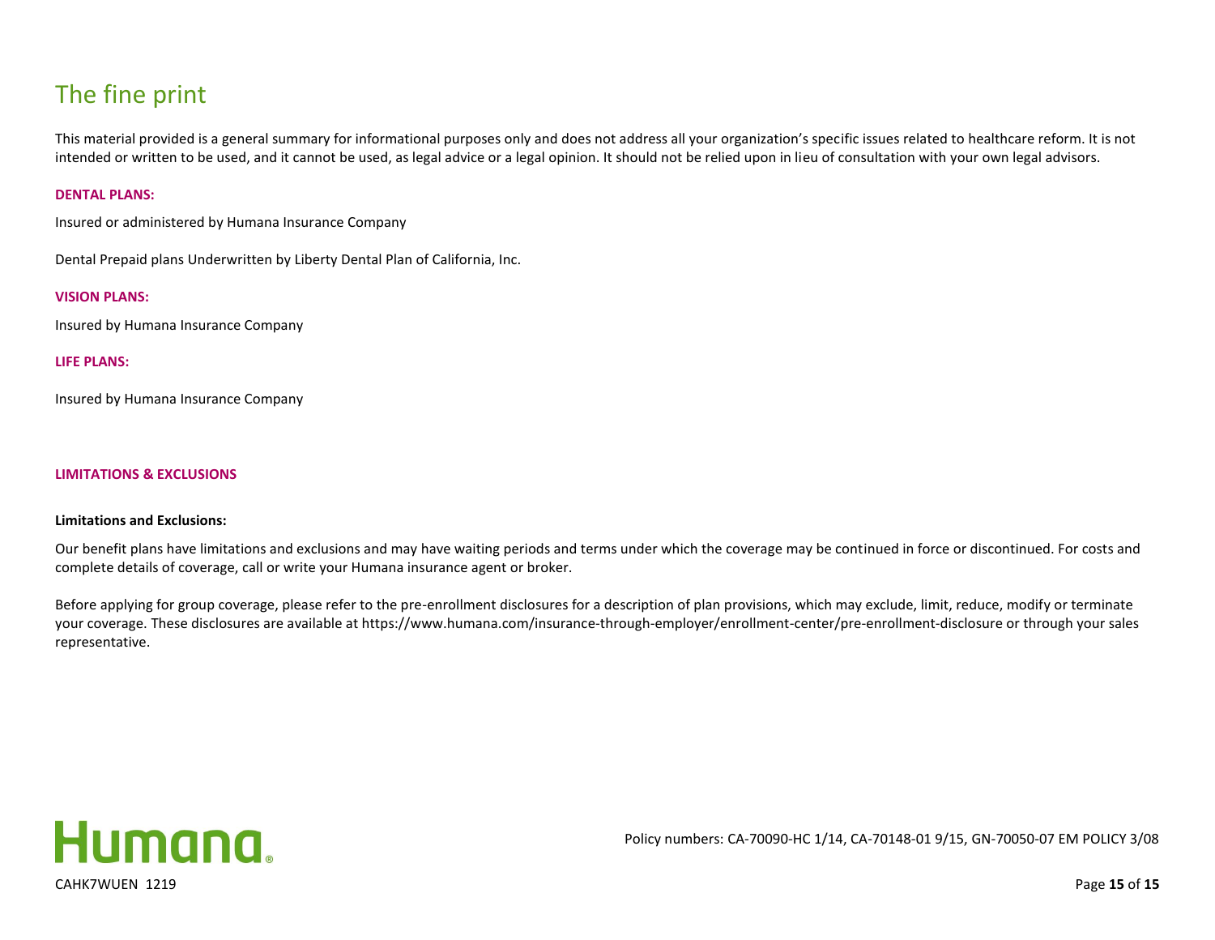# The fine print

This material provided is a general summary for informational purposes only and does not address all your organization's specific issues related to healthcare reform. It is not intended or written to be used, and it cannot be used, as legal advice or a legal opinion. It should not be relied upon in lieu of consultation with your own legal advisors.

**DENTAL PLANS:**

Insured or administered by Humana Insurance Company

Dental Prepaid plans Underwritten by Liberty Dental Plan of California, Inc.

**VISION PLANS:**

Insured by Humana Insurance Company

**LIFE PLANS:**

Insured by Humana Insurance Company

**LIMITATIONS & EXCLUSIONS**

**Limitations and Exclusions:**

Our benefit plans have limitations and exclusions and may have waiting periods and terms under which the coverage may be continued in force or discontinued. For costs and complete details of coverage, call or write your Humana insurance agent or broker.

Before applying for group coverage, please refer to the pre-enrollment disclosures for a description of plan provisions, which may exclude, limit, reduce, modify or terminate your coverage. These disclosures are available at https://www.humana.com/insurance-through-employer/enrollment-center/pre-enrollment-disclosure or through your sales representative.

Humana.

Policy numbers: CA-70090-HC 1/14, CA-70148-01 9/15, GN-70050-07 EM POLICY 3/08

CAHK7WUEN 1219